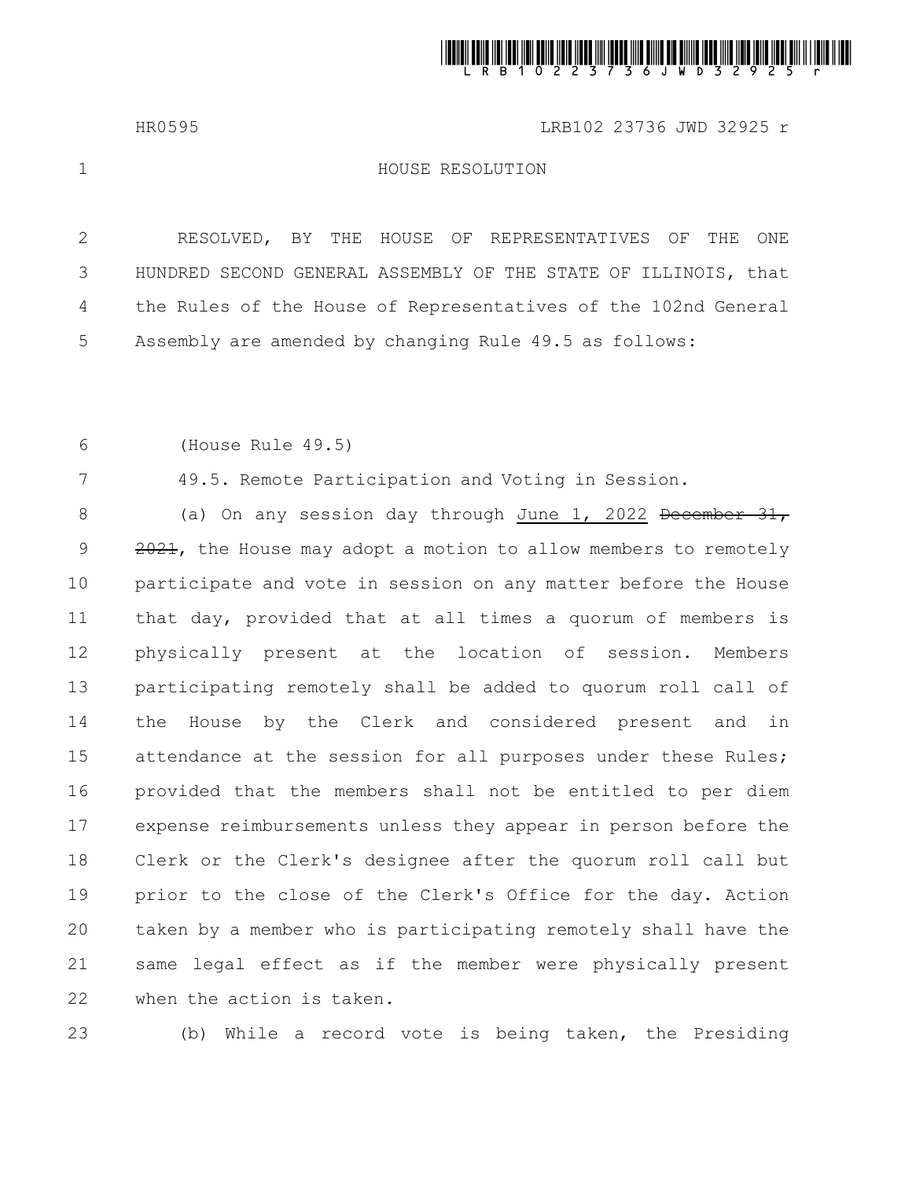# HOUSE RESOLUTION

RESOLVED, BY THE HOUSE OF REPRESENTATIVES OF THE ONE HUNDRED SECOND GENERAL ASSEMBLY OF THE STATE OF ILLINOIS, that the Rules of the House of Representatives of the 102nd General Assembly are amended by changing Rule 49.5 as follows:

(House Rule 49.5)

49.5. Remote Participation and Voting in Session.

(a) On any session day through <u>June 1, 2022</u> ~~December 31, 2021~~, the House may adopt a motion to allow members to remotely participate and vote in session on any matter before the House that day, provided that at all times a quorum of members is physically present at the location of session. Members participating remotely shall be added to quorum roll call of the House by the Clerk and considered present and in attendance at the session for all purposes under these Rules; provided that the members shall not be entitled to per diem expense reimbursements unless they appear in person before the Clerk or the Clerk's designee after the quorum roll call but prior to the close of the Clerk's Office for the day. Action taken by a member who is participating remotely shall have the same legal effect as if the member were physically present when the action is taken.

(b) While a record vote is being taken, the Presiding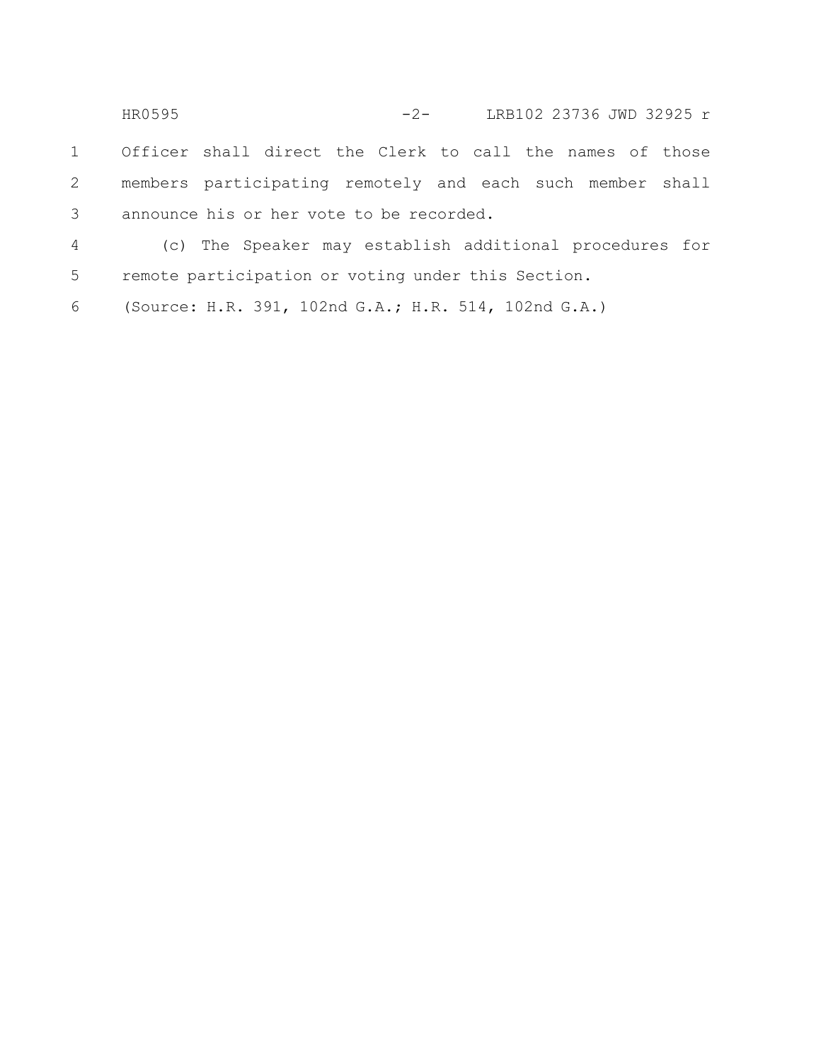Officer shall direct the Clerk to call the names of those members participating remotely and each such member shall announce his or her vote to be recorded.

(c) The Speaker may establish additional procedures for remote participation or voting under this Section.

(Source: H.R. 391, 102nd G.A.; H.R. 514, 102nd G.A.)